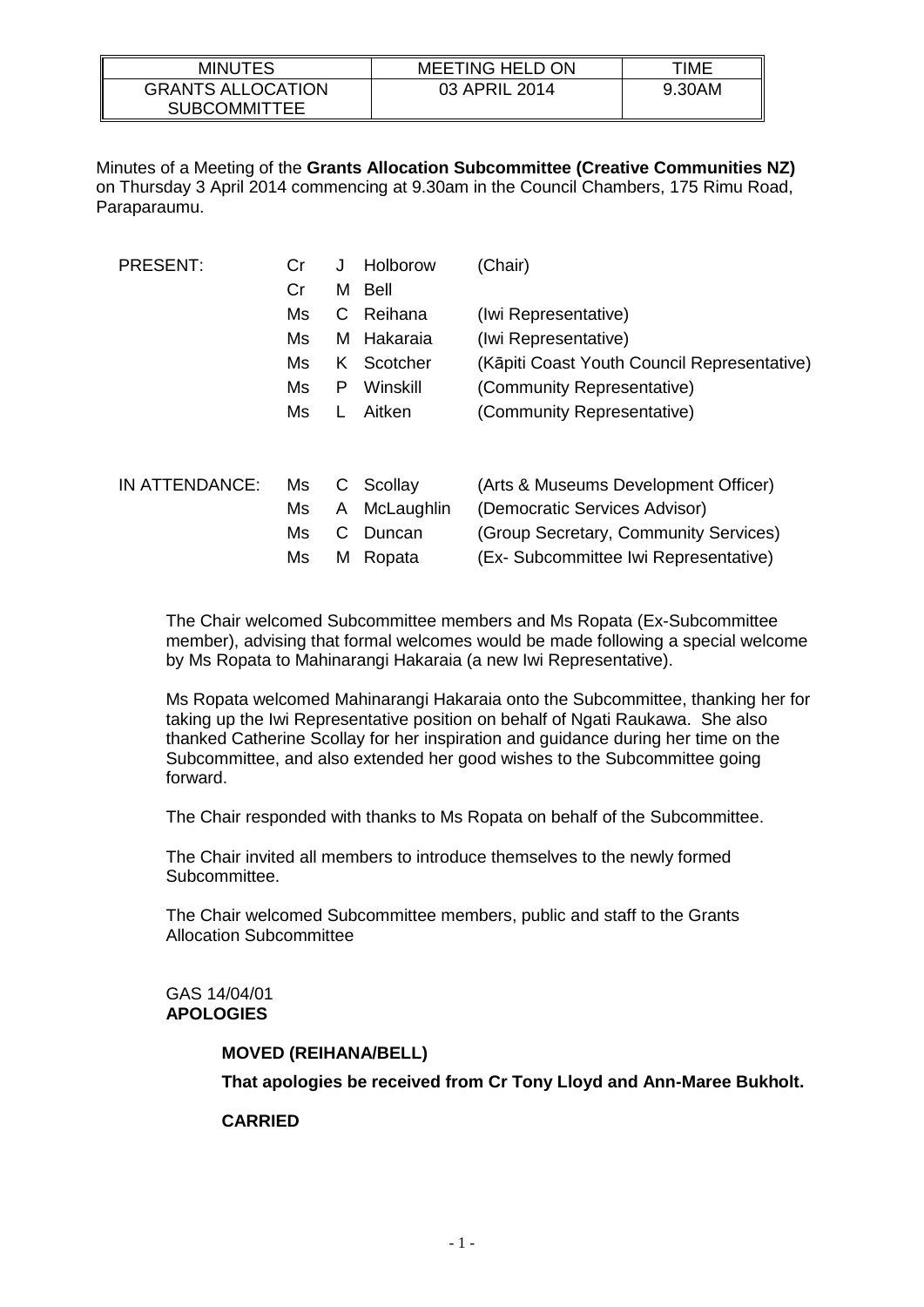| MINUTES | MEETING HELD ON | TIME |
| --- | --- | --- |
| GRANTS ALLOCATION SUBCOMMITTEE | 03 APRIL 2014 | 9.30AM |

Minutes of a Meeting of the **Grants Allocation Subcommittee (Creative Communities NZ)** on Thursday 3 April 2014 commencing at 9.30am in the Council Chambers, 175 Rimu Road, Paraparaumu.

| | | | | |
| --- | --- | --- | --- | --- |
| PRESENT: | Cr | J | Holborow | (Chair) |
| | Cr | M | Bell | |
| | Ms | C | Reihana | (Iwi Representative) |
| | Ms | M | Hakaraia | (Iwi Representative) |
| | Ms | K | Scotcher | (Kāpiti Coast Youth Council Representative) |
| | Ms | P | Winskill | (Community Representative) |
| | Ms | L | Aitken | (Community Representative) |
| IN ATTENDANCE: | Ms | C | Scollay | (Arts & Museums Development Officer) |
| | Ms | A | McLaughlin | (Democratic Services Advisor) |
| | Ms | C | Duncan | (Group Secretary, Community Services) |
| | Ms | M | Ropata | (Ex- Subcommittee Iwi Representative) |

The Chair welcomed Subcommittee members and Ms Ropata (Ex-Subcommittee member), advising that formal welcomes would be made following a special welcome by Ms Ropata to Mahinarangi Hakaraia (a new Iwi Representative).

Ms Ropata welcomed Mahinarangi Hakaraia onto the Subcommittee, thanking her for taking up the Iwi Representative position on behalf of Ngati Raukawa. She also thanked Catherine Scollay for her inspiration and guidance during her time on the Subcommittee, and also extended her good wishes to the Subcommittee going forward.

The Chair responded with thanks to Ms Ropata on behalf of the Subcommittee.

The Chair invited all members to introduce themselves to the newly formed Subcommittee.

The Chair welcomed Subcommittee members, public and staff to the Grants Allocation Subcommittee

GAS 14/04/01
**APOLOGIES**

**MOVED (REIHANA/BELL)**

**That apologies be received from Cr Tony Lloyd and Ann-Maree Bukholt.**

**CARRIED**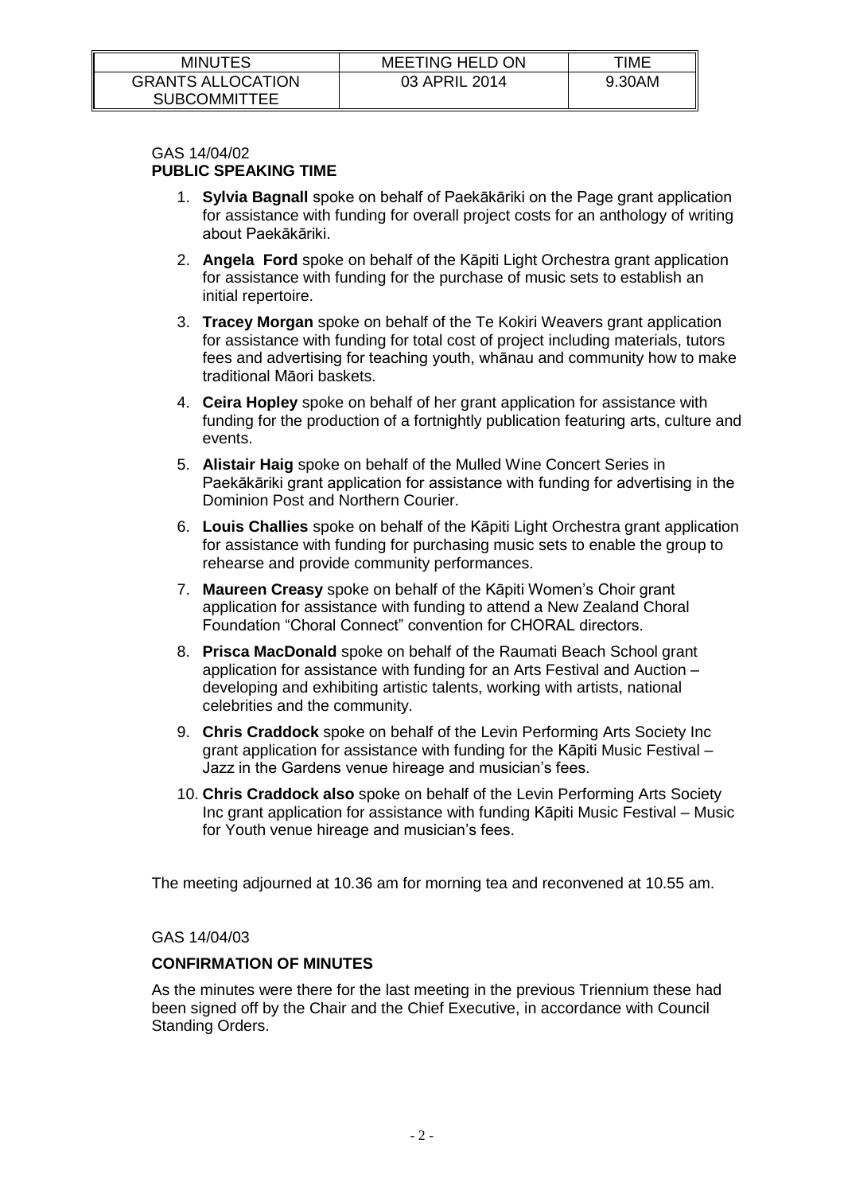| MINUTES | MEETING HELD ON | TIME |
|---|---|---|
| GRANTS ALLOCATION SUBCOMMITTEE | 03 APRIL 2014 | 9.30AM |

GAS 14/04/02
**PUBLIC SPEAKING TIME**

1. **Sylvia Bagnall** spoke on behalf of Paekākāriki on the Page grant application for assistance with funding for overall project costs for an anthology of writing about Paekākāriki.
2. **Angela Ford** spoke on behalf of the Kāpiti Light Orchestra grant application for assistance with funding for the purchase of music sets to establish an initial repertoire.
3. **Tracey Morgan** spoke on behalf of the Te Kokiri Weavers grant application for assistance with funding for total cost of project including materials, tutors fees and advertising for teaching youth, whānau and community how to make traditional Māori baskets.
4. **Ceira Hopley** spoke on behalf of her grant application for assistance with funding for the production of a fortnightly publication featuring arts, culture and events.
5. **Alistair Haig** spoke on behalf of the Mulled Wine Concert Series in Paekākāriki grant application for assistance with funding for advertising in the Dominion Post and Northern Courier.
6. **Louis Challies** spoke on behalf of the Kāpiti Light Orchestra grant application for assistance with funding for purchasing music sets to enable the group to rehearse and provide community performances.
7. **Maureen Creasy** spoke on behalf of the Kāpiti Women's Choir grant application for assistance with funding to attend a New Zealand Choral Foundation "Choral Connect" convention for CHORAL directors.
8. **Prisca MacDonald** spoke on behalf of the Raumati Beach School grant application for assistance with funding for an Arts Festival and Auction – developing and exhibiting artistic talents, working with artists, national celebrities and the community.
9. **Chris Craddock** spoke on behalf of the Levin Performing Arts Society Inc grant application for assistance with funding for the Kāpiti Music Festival – Jazz in the Gardens venue hireage and musician's fees.
10. **Chris Craddock also** spoke on behalf of the Levin Performing Arts Society Inc grant application for assistance with funding Kāpiti Music Festival – Music for Youth venue hireage and musician's fees.

The meeting adjourned at 10.36 am for morning tea and reconvened at 10.55 am.

GAS 14/04/03

**CONFIRMATION OF MINUTES**

As the minutes were there for the last meeting in the previous Triennium these had been signed off by the Chair and the Chief Executive, in accordance with Council Standing Orders.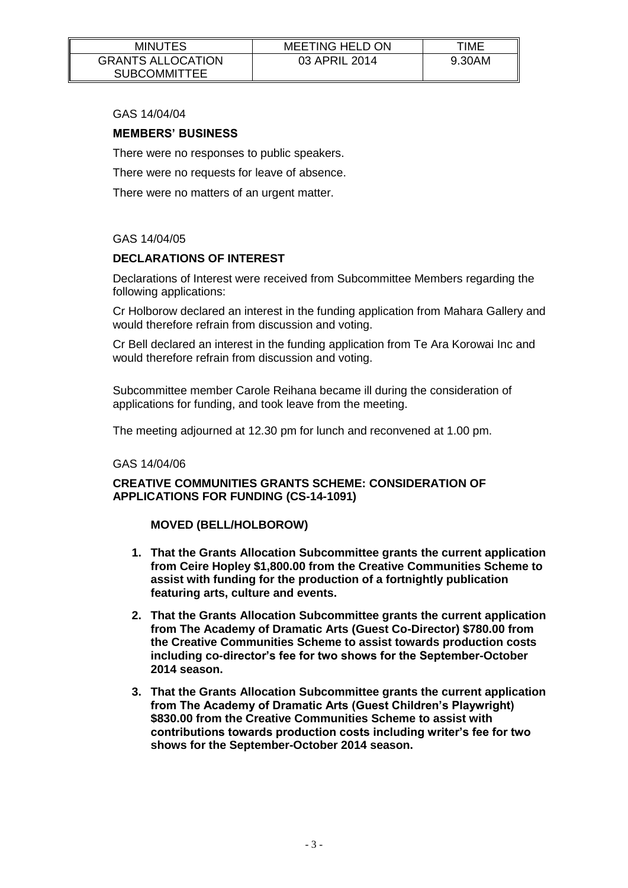| MINUTES | MEETING HELD ON | TIME |
|---|---|---|
| GRANTS ALLOCATION SUBCOMMITTEE | 03 APRIL 2014 | 9.30AM |

GAS 14/04/04

**MEMBERS' BUSINESS**

There were no responses to public speakers.

There were no requests for leave of absence.

There were no matters of an urgent matter.

GAS 14/04/05

**DECLARATIONS OF INTEREST**

Declarations of Interest were received from Subcommittee Members regarding the following applications:

Cr Holborow declared an interest in the funding application from Mahara Gallery and would therefore refrain from discussion and voting.

Cr Bell declared an interest in the funding application from Te Ara Korowai Inc and would therefore refrain from discussion and voting.

Subcommittee member Carole Reihana became ill during the consideration of applications for funding, and took leave from the meeting.

The meeting adjourned at 12.30 pm for lunch and reconvened at 1.00 pm.

GAS 14/04/06

**CREATIVE COMMUNITIES GRANTS SCHEME: CONSIDERATION OF APPLICATIONS FOR FUNDING (CS-14-1091)**

**MOVED (BELL/HOLBOROW)**

1. **That the Grants Allocation Subcommittee grants the current application from Ceire Hopley $1,800.00 from the Creative Communities Scheme to assist with funding for the production of a fortnightly publication featuring arts, culture and events.**
2. **That the Grants Allocation Subcommittee grants the current application from The Academy of Dramatic Arts (Guest Co-Director) $780.00 from the Creative Communities Scheme to assist towards production costs including co-director's fee for two shows for the September-October 2014 season.**
3. **That the Grants Allocation Subcommittee grants the current application from The Academy of Dramatic Arts (Guest Children's Playwright) $830.00 from the Creative Communities Scheme to assist with contributions towards production costs including writer's fee for two shows for the September-October 2014 season.**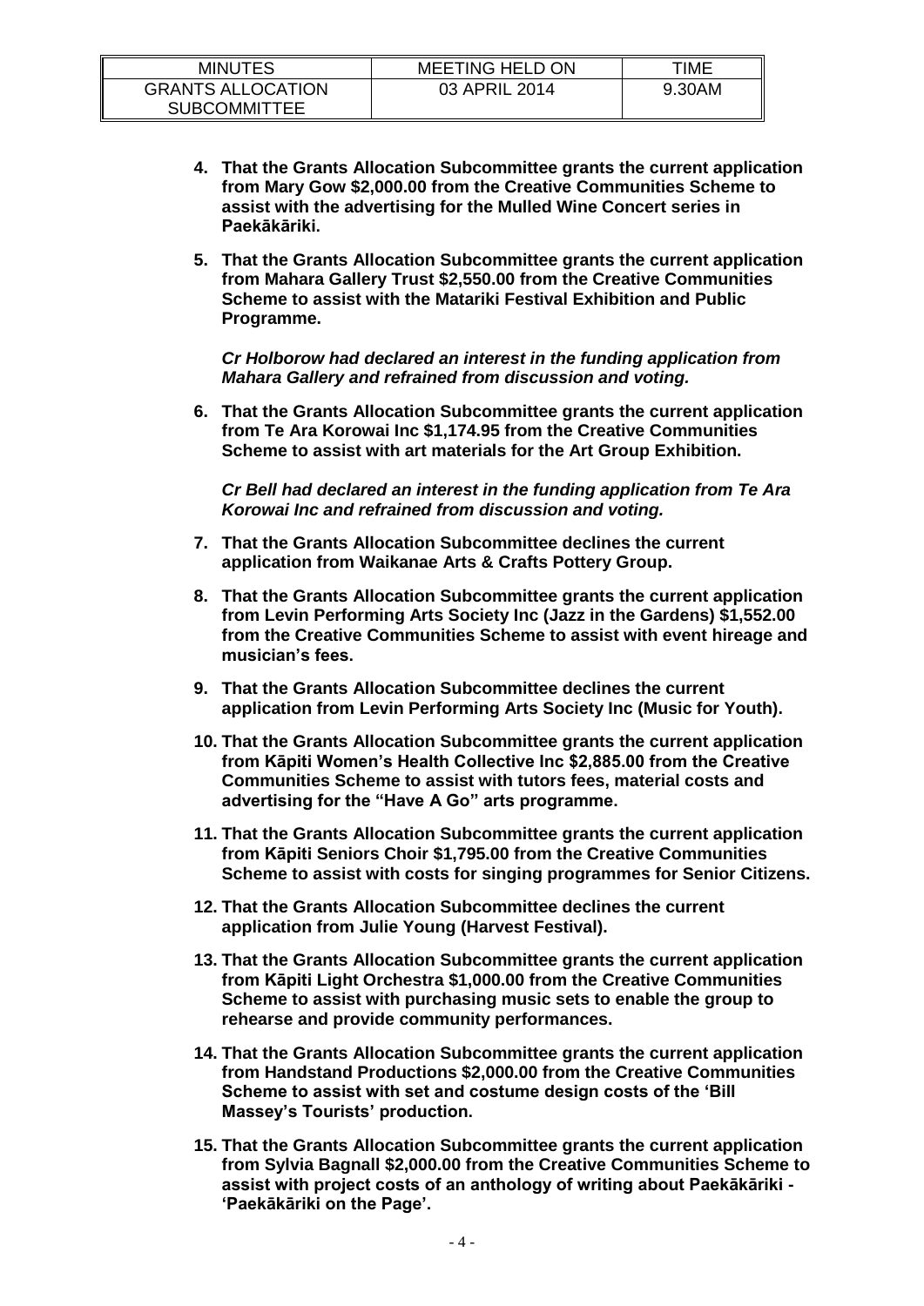**4. That the Grants Allocation Subcommittee grants the current application from Mary Gow $2,000.00 from the Creative Communities Scheme to assist with the advertising for the Mulled Wine Concert series in Paekākāriki.**

**5. That the Grants Allocation Subcommittee grants the current application from Mahara Gallery Trust $2,550.00 from the Creative Communities Scheme to assist with the Matariki Festival Exhibition and Public Programme.**

***Cr Holborow had declared an interest in the funding application from Mahara Gallery and refrained from discussion and voting.***

**6. That the Grants Allocation Subcommittee grants the current application from Te Ara Korowai Inc $1,174.95 from the Creative Communities Scheme to assist with art materials for the Art Group Exhibition.**

***Cr Bell had declared an interest in the funding application from Te Ara Korowai Inc and refrained from discussion and voting.***

**7. That the Grants Allocation Subcommittee declines the current application from Waikanae Arts & Crafts Pottery Group.**

**8. That the Grants Allocation Subcommittee grants the current application from Levin Performing Arts Society Inc (Jazz in the Gardens) $1,552.00 from the Creative Communities Scheme to assist with event hireage and musician's fees.**

**9. That the Grants Allocation Subcommittee declines the current application from Levin Performing Arts Society Inc (Music for Youth).**

**10. That the Grants Allocation Subcommittee grants the current application from Kāpiti Women's Health Collective Inc $2,885.00 from the Creative Communities Scheme to assist with tutors fees, material costs and advertising for the "Have A Go" arts programme.**

**11. That the Grants Allocation Subcommittee grants the current application from Kāpiti Seniors Choir $1,795.00 from the Creative Communities Scheme to assist with costs for singing programmes for Senior Citizens.**

**12. That the Grants Allocation Subcommittee declines the current application from Julie Young (Harvest Festival).**

**13. That the Grants Allocation Subcommittee grants the current application from Kāpiti Light Orchestra $1,000.00 from the Creative Communities Scheme to assist with purchasing music sets to enable the group to rehearse and provide community performances.**

**14. That the Grants Allocation Subcommittee grants the current application from Handstand Productions $2,000.00 from the Creative Communities Scheme to assist with set and costume design costs of the 'Bill Massey's Tourists' production.**

**15. That the Grants Allocation Subcommittee grants the current application from Sylvia Bagnall $2,000.00 from the Creative Communities Scheme to assist with project costs of an anthology of writing about Paekākāriki - 'Paekākāriki on the Page'.**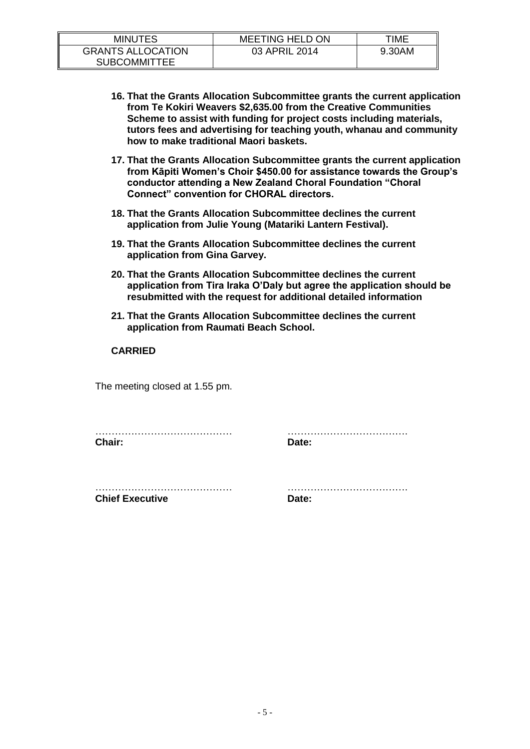| MINUTES | MEETING HELD ON | TIME |
| --- | --- | --- |
| GRANTS ALLOCATION SUBCOMMITTEE | 03 APRIL 2014 | 9.30AM |

16. **That the Grants Allocation Subcommittee grants the current application from Te Kokiri Weavers $2,635.00 from the Creative Communities Scheme to assist with funding for project costs including materials, tutors fees and advertising for teaching youth, whanau and community how to make traditional Maori baskets.**

17. **That the Grants Allocation Subcommittee grants the current application from Kāpiti Women's Choir $450.00 for assistance towards the Group's conductor attending a New Zealand Choral Foundation "Choral Connect" convention for CHORAL directors.**

18. **That the Grants Allocation Subcommittee declines the current application from Julie Young (Matariki Lantern Festival).**

19. **That the Grants Allocation Subcommittee declines the current application from Gina Garvey.**

20. **That the Grants Allocation Subcommittee declines the current application from Tira Iraka O'Daly but agree the application should be resubmitted with the request for additional detailed information**

21. **That the Grants Allocation Subcommittee declines the current application from Raumati Beach School.**

**CARRIED**

The meeting closed at 1.55 pm.

……………………………………  ………………………………
**Chair:**  **Date:**

……………………………………  ………………………………
**Chief Executive**  **Date:**